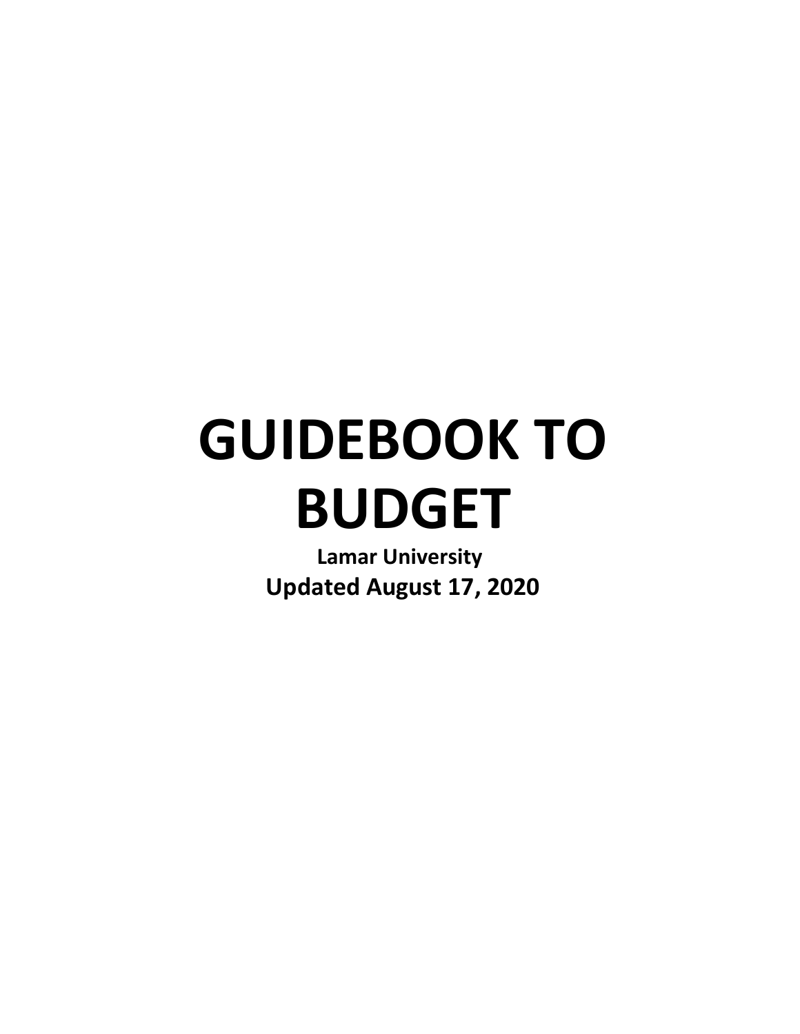# GUIDEBOOK TO BUDGET

**Lamar University**

**Updated August 17, 2020**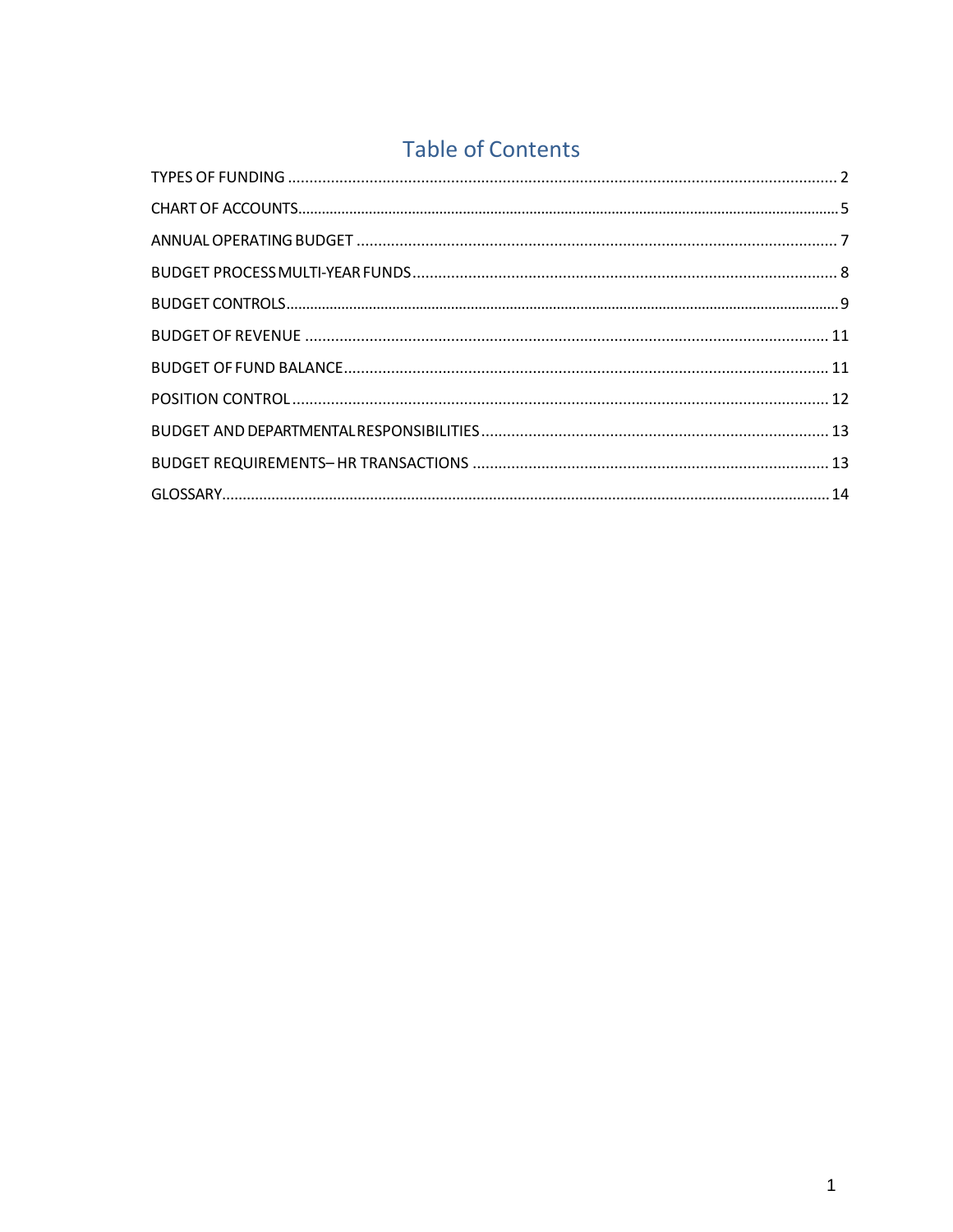# Table of Contents

TYPES OF FUNDING ........ 2

CHART OF ACCOUNTS ........ 5

ANNUAL OPERATING BUDGET ........ 7

BUDGET PROCESS MULTI-YEAR FUNDS ........ 8

BUDGET CONTROLS ........ 9

BUDGET OF REVENUE ........ 11

BUDGET OF FUND BALANCE ........ 11

POSITION CONTROL ........ 12

BUDGET AND DEPARTMENTAL RESPONSIBILITIES ........ 13

BUDGET REQUIREMENTS– HR TRANSACTIONS ........ 13

GLOSSARY ........ 14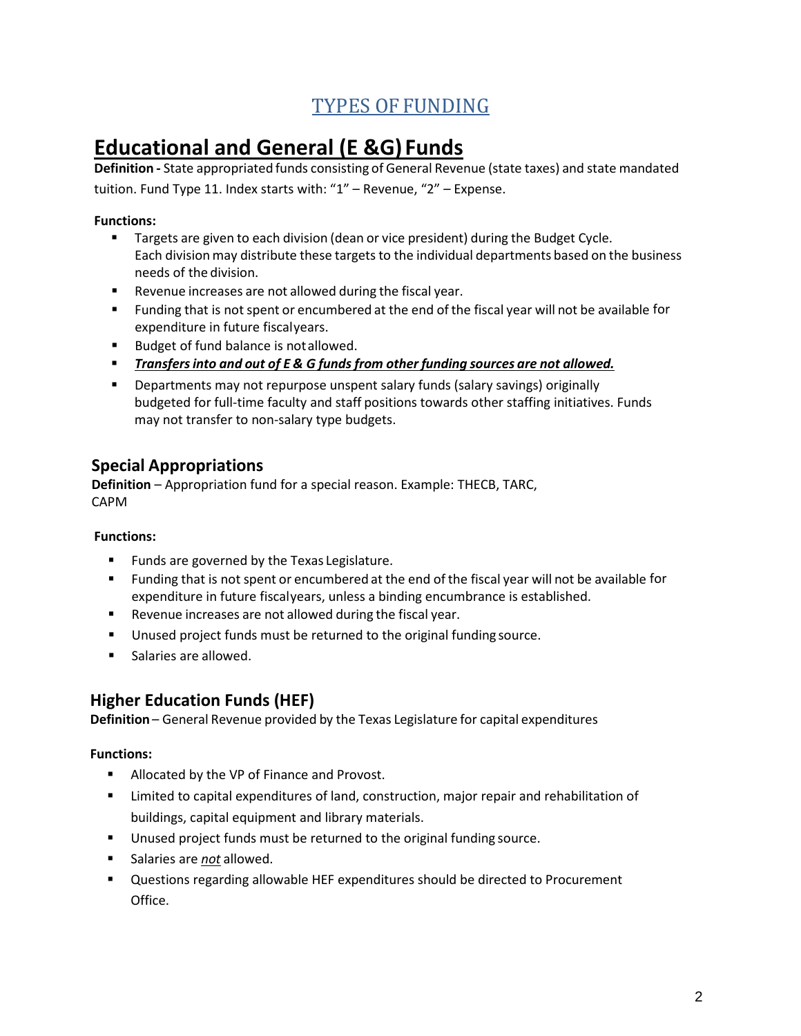# TYPES OF FUNDING

## Educational and General (E &G) Funds

**Definition -** State appropriated funds consisting of General Revenue (state taxes) and state mandated tuition. Fund Type 11. Index starts with: "1" – Revenue, "2" – Expense.

**Functions:**

- Targets are given to each division (dean or vice president) during the Budget Cycle. Each division may distribute these targets to the individual departments based on the business needs of the division.
- Revenue increases are not allowed during the fiscal year.
- Funding that is not spent or encumbered at the end of the fiscal year will not be available for expenditure in future fiscal years.
- Budget of fund balance is not allowed.
- ***Transfers into and out of E & G funds from other funding sources are not allowed.***
- Departments may not repurpose unspent salary funds (salary savings) originally budgeted for full-time faculty and staff positions towards other staffing initiatives. Funds may not transfer to non-salary type budgets.

### Special Appropriations

**Definition** – Appropriation fund for a special reason. Example: THECB, TARC, CAPM

**Functions:**

- Funds are governed by the Texas Legislature.
- Funding that is not spent or encumbered at the end of the fiscal year will not be available for expenditure in future fiscal years, unless a binding encumbrance is established.
- Revenue increases are not allowed during the fiscal year.
- Unused project funds must be returned to the original funding source.
- Salaries are allowed.

### Higher Education Funds (HEF)

**Definition** – General Revenue provided by the Texas Legislature for capital expenditures

**Functions:**

- Allocated by the VP of Finance and Provost.
- Limited to capital expenditures of land, construction, major repair and rehabilitation of buildings, capital equipment and library materials.
- Unused project funds must be returned to the original funding source.
- Salaries are *not* allowed.
- Questions regarding allowable HEF expenditures should be directed to Procurement Office.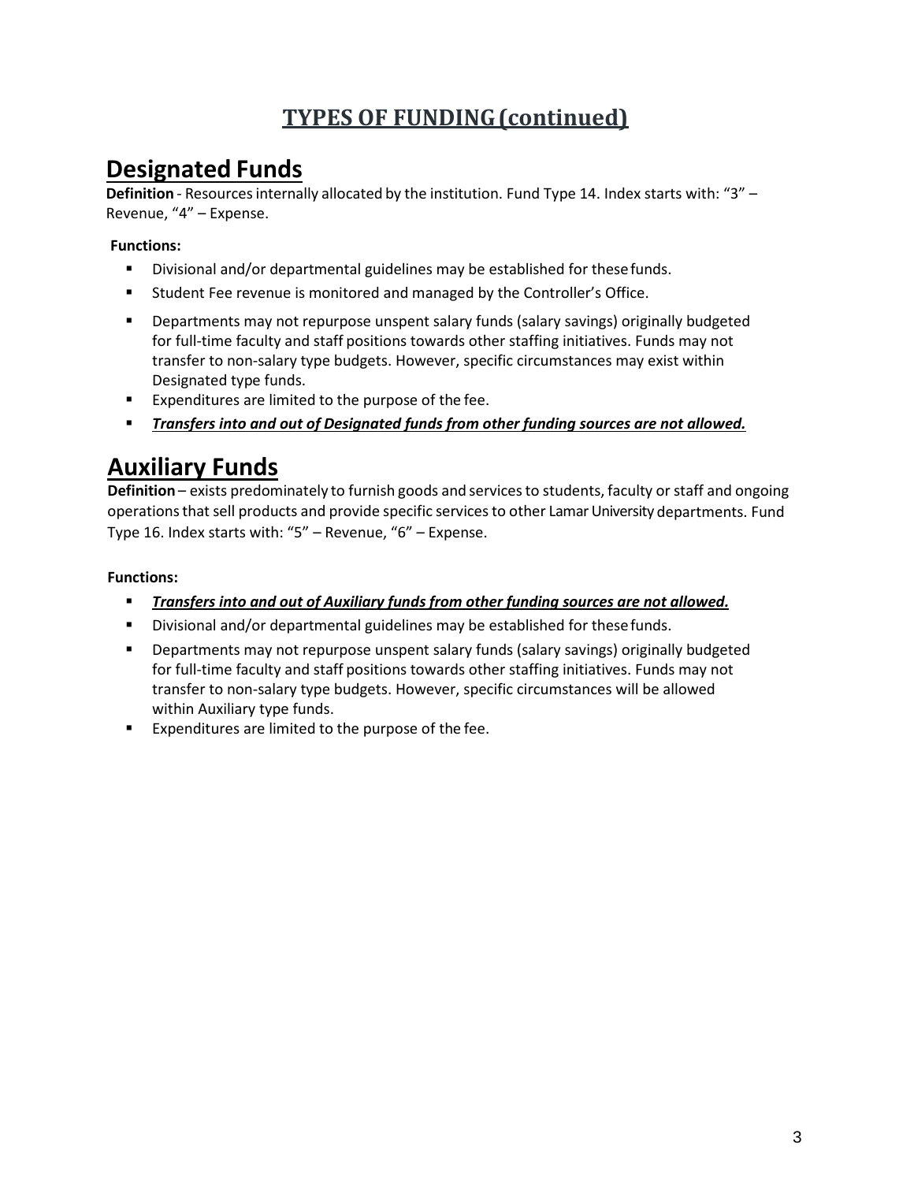## TYPES OF FUNDING (continued)

# Designated Funds

**Definition** - Resources internally allocated by the institution. Fund Type 14. Index starts with: "3" – Revenue, "4" – Expense.

**Functions:**

- Divisional and/or departmental guidelines may be established for these funds.
- Student Fee revenue is monitored and managed by the Controller's Office.
- Departments may not repurpose unspent salary funds (salary savings) originally budgeted for full-time faculty and staff positions towards other staffing initiatives. Funds may not transfer to non-salary type budgets. However, specific circumstances may exist within Designated type funds.
- Expenditures are limited to the purpose of the fee.
- ***Transfers into and out of Designated funds from other funding sources are not allowed.***

# Auxiliary Funds

**Definition** – exists predominately to furnish goods and services to students, faculty or staff and ongoing operations that sell products and provide specific services to other Lamar University departments. Fund Type 16. Index starts with: "5" – Revenue, "6" – Expense.

**Functions:**

- ***Transfers into and out of Auxiliary funds from other funding sources are not allowed.***
- Divisional and/or departmental guidelines may be established for these funds.
- Departments may not repurpose unspent salary funds (salary savings) originally budgeted for full-time faculty and staff positions towards other staffing initiatives. Funds may not transfer to non-salary type budgets. However, specific circumstances will be allowed within Auxiliary type funds.
- Expenditures are limited to the purpose of the fee.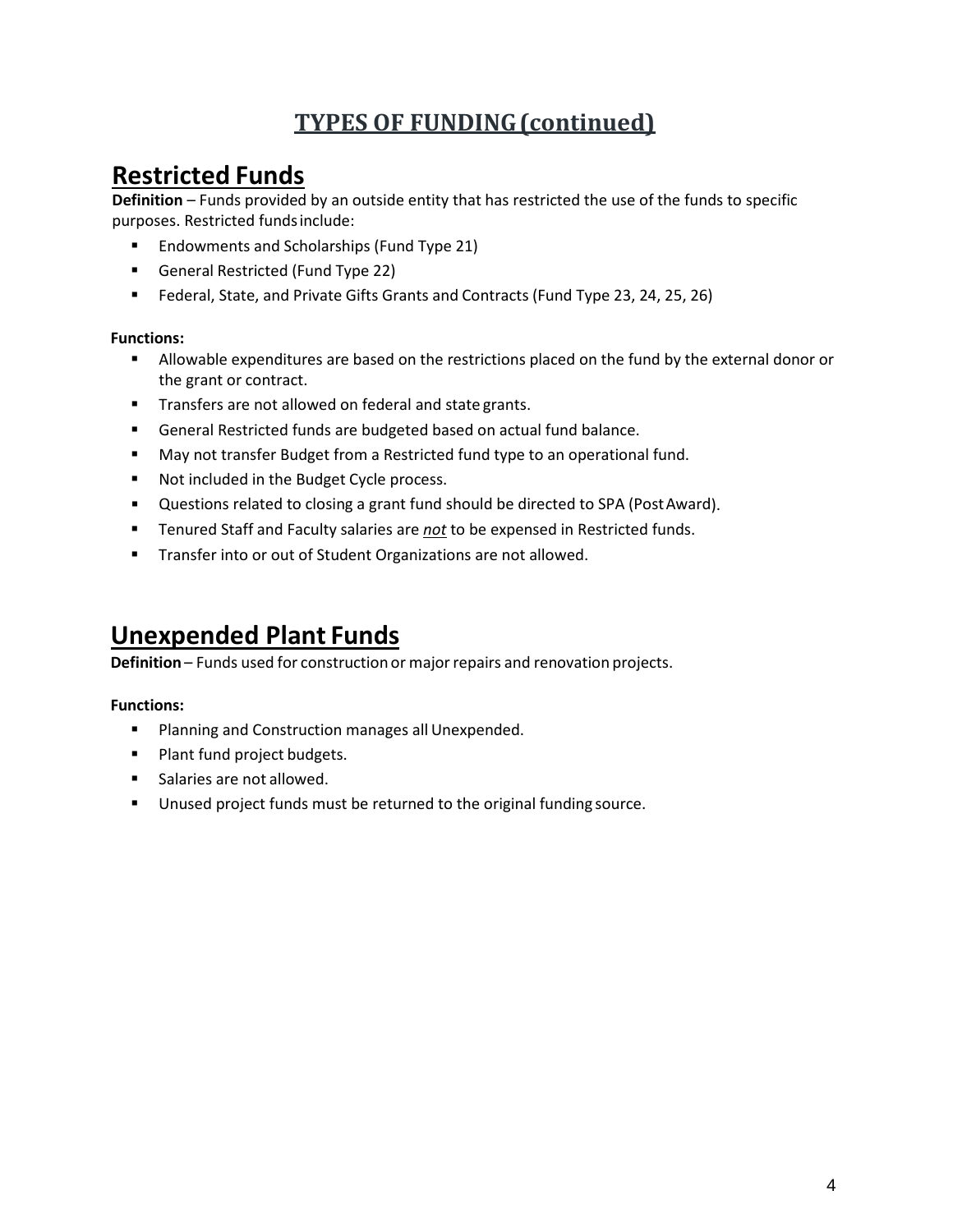# TYPES OF FUNDING (continued)

## Restricted Funds

**Definition** – Funds provided by an outside entity that has restricted the use of the funds to specific purposes. Restricted funds include:

- Endowments and Scholarships (Fund Type 21)
- General Restricted (Fund Type 22)
- Federal, State, and Private Gifts Grants and Contracts (Fund Type 23, 24, 25, 26)

**Functions:**

- Allowable expenditures are based on the restrictions placed on the fund by the external donor or the grant or contract.
- Transfers are not allowed on federal and state grants.
- General Restricted funds are budgeted based on actual fund balance.
- May not transfer Budget from a Restricted fund type to an operational fund.
- Not included in the Budget Cycle process.
- Questions related to closing a grant fund should be directed to SPA (Post Award).
- Tenured Staff and Faculty salaries are ***not*** to be expensed in Restricted funds.
- Transfer into or out of Student Organizations are not allowed.

## Unexpended Plant Funds

**Definition** – Funds used for construction or major repairs and renovation projects.

**Functions:**

- Planning and Construction manages all Unexpended.
- Plant fund project budgets.
- Salaries are not allowed.
- Unused project funds must be returned to the original funding source.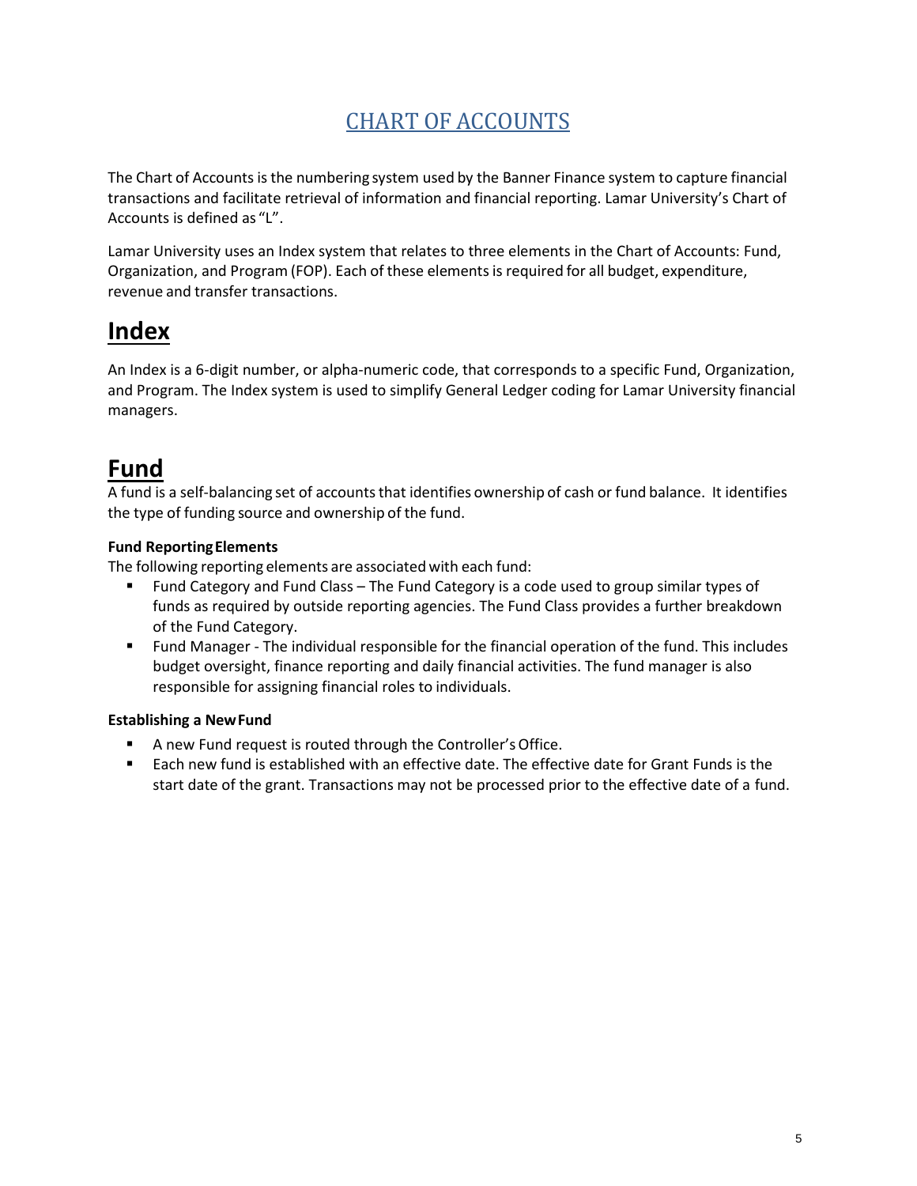# CHART OF ACCOUNTS

The Chart of Accounts is the numbering system used by the Banner Finance system to capture financial transactions and facilitate retrieval of information and financial reporting. Lamar University's Chart of Accounts is defined as "L".

Lamar University uses an Index system that relates to three elements in the Chart of Accounts: Fund, Organization, and Program (FOP). Each of these elements is required for all budget, expenditure, revenue and transfer transactions.

## Index

An Index is a 6-digit number, or alpha-numeric code, that corresponds to a specific Fund, Organization, and Program. The Index system is used to simplify General Ledger coding for Lamar University financial managers.

## Fund

A fund is a self-balancing set of accounts that identifies ownership of cash or fund balance. It identifies the type of funding source and ownership of the fund.

**Fund Reporting Elements**

The following reporting elements are associated with each fund:

- Fund Category and Fund Class – The Fund Category is a code used to group similar types of funds as required by outside reporting agencies. The Fund Class provides a further breakdown of the Fund Category.
- Fund Manager - The individual responsible for the financial operation of the fund. This includes budget oversight, finance reporting and daily financial activities. The fund manager is also responsible for assigning financial roles to individuals.

**Establishing a New Fund**

- A new Fund request is routed through the Controller's Office.
- Each new fund is established with an effective date. The effective date for Grant Funds is the start date of the grant. Transactions may not be processed prior to the effective date of a fund.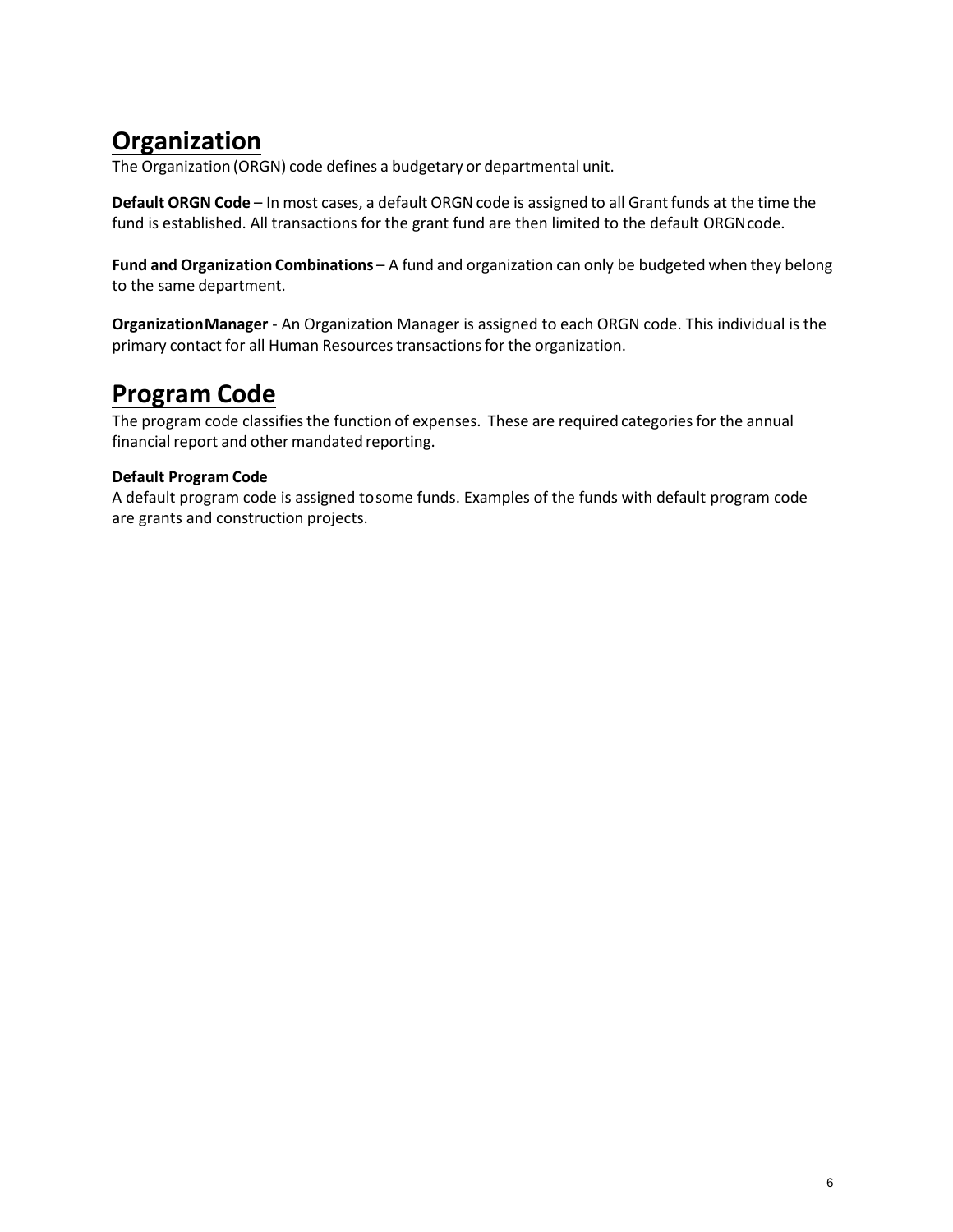## Organization

The Organization (ORGN) code defines a budgetary or departmental unit.

**Default ORGN Code** – In most cases, a default ORGN code is assigned to all Grant funds at the time the fund is established. All transactions for the grant fund are then limited to the default ORGN code.

**Fund and Organization Combinations** – A fund and organization can only be budgeted when they belong to the same department.

**Organization Manager** - An Organization Manager is assigned to each ORGN code. This individual is the primary contact for all Human Resources transactions for the organization.

## Program Code

The program code classifies the function of expenses. These are required categories for the annual financial report and other mandated reporting.

**Default Program Code**

A default program code is assigned to some funds. Examples of the funds with default program code are grants and construction projects.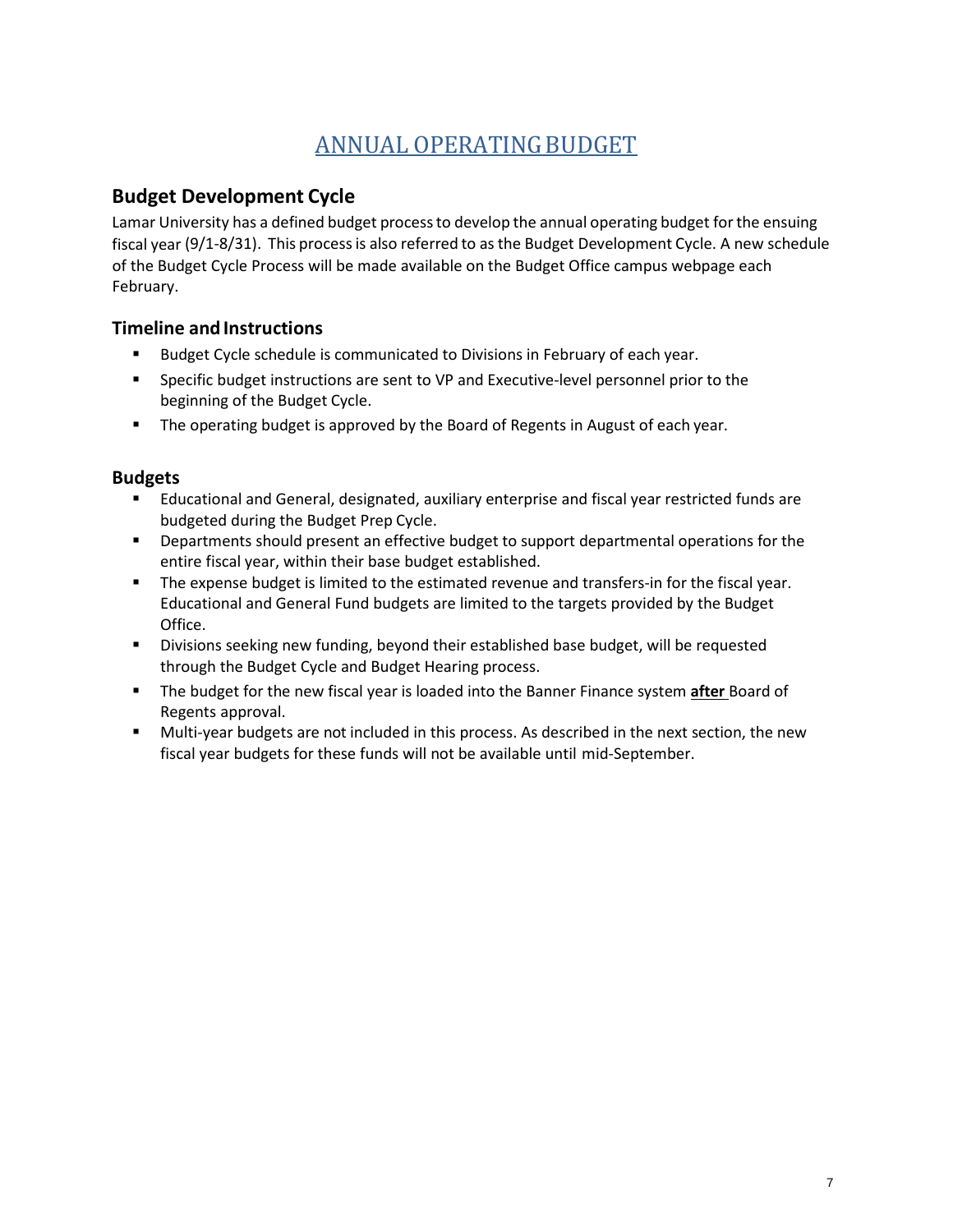# ANNUAL OPERATING BUDGET

## Budget Development Cycle

Lamar University has a defined budget process to develop the annual operating budget for the ensuing fiscal year (9/1-8/31). This process is also referred to as the Budget Development Cycle. A new schedule of the Budget Cycle Process will be made available on the Budget Office campus webpage each February.

### Timeline and Instructions

- Budget Cycle schedule is communicated to Divisions in February of each year.
- Specific budget instructions are sent to VP and Executive-level personnel prior to the beginning of the Budget Cycle.
- The operating budget is approved by the Board of Regents in August of each year.

### Budgets

- Educational and General, designated, auxiliary enterprise and fiscal year restricted funds are budgeted during the Budget Prep Cycle.
- Departments should present an effective budget to support departmental operations for the entire fiscal year, within their base budget established.
- The expense budget is limited to the estimated revenue and transfers-in for the fiscal year. Educational and General Fund budgets are limited to the targets provided by the Budget Office.
- Divisions seeking new funding, beyond their established base budget, will be requested through the Budget Cycle and Budget Hearing process.
- The budget for the new fiscal year is loaded into the Banner Finance system **after** Board of Regents approval.
- Multi-year budgets are not included in this process. As described in the next section, the new fiscal year budgets for these funds will not be available until mid-September.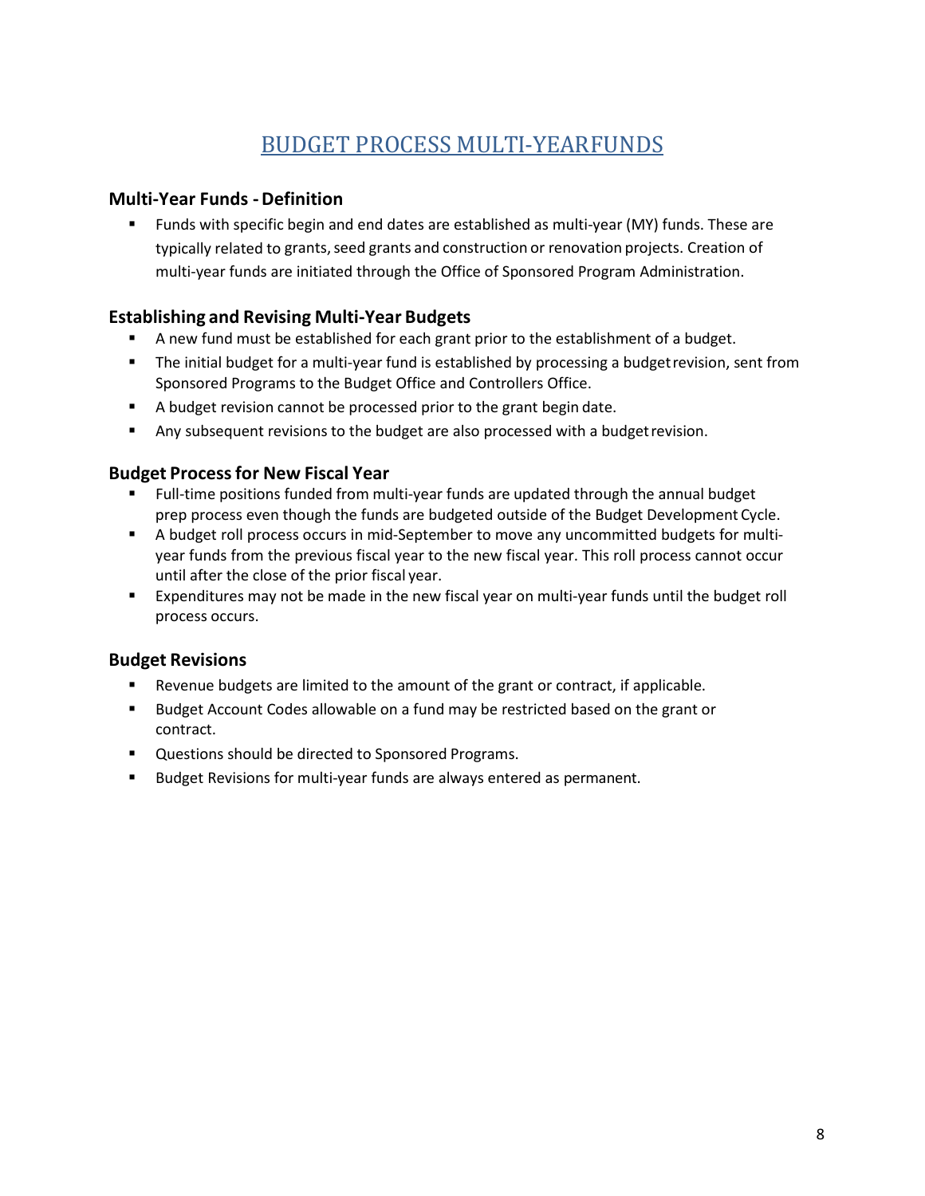# BUDGET PROCESS MULTI-YEARFUNDS

## Multi-Year Funds - Definition

- Funds with specific begin and end dates are established as multi-year (MY) funds. These are typically related to grants, seed grants and construction or renovation projects. Creation of multi-year funds are initiated through the Office of Sponsored Program Administration.

## Establishing and Revising Multi-Year Budgets

- A new fund must be established for each grant prior to the establishment of a budget.
- The initial budget for a multi-year fund is established by processing a budget revision, sent from Sponsored Programs to the Budget Office and Controllers Office.
- A budget revision cannot be processed prior to the grant begin date.
- Any subsequent revisions to the budget are also processed with a budget revision.

## Budget Process for New Fiscal Year

- Full-time positions funded from multi-year funds are updated through the annual budget prep process even though the funds are budgeted outside of the Budget Development Cycle.
- A budget roll process occurs in mid-September to move any uncommitted budgets for multi-year funds from the previous fiscal year to the new fiscal year. This roll process cannot occur until after the close of the prior fiscal year.
- Expenditures may not be made in the new fiscal year on multi-year funds until the budget roll process occurs.

## Budget Revisions

- Revenue budgets are limited to the amount of the grant or contract, if applicable.
- Budget Account Codes allowable on a fund may be restricted based on the grant or contract.
- Questions should be directed to Sponsored Programs.
- Budget Revisions for multi-year funds are always entered as permanent.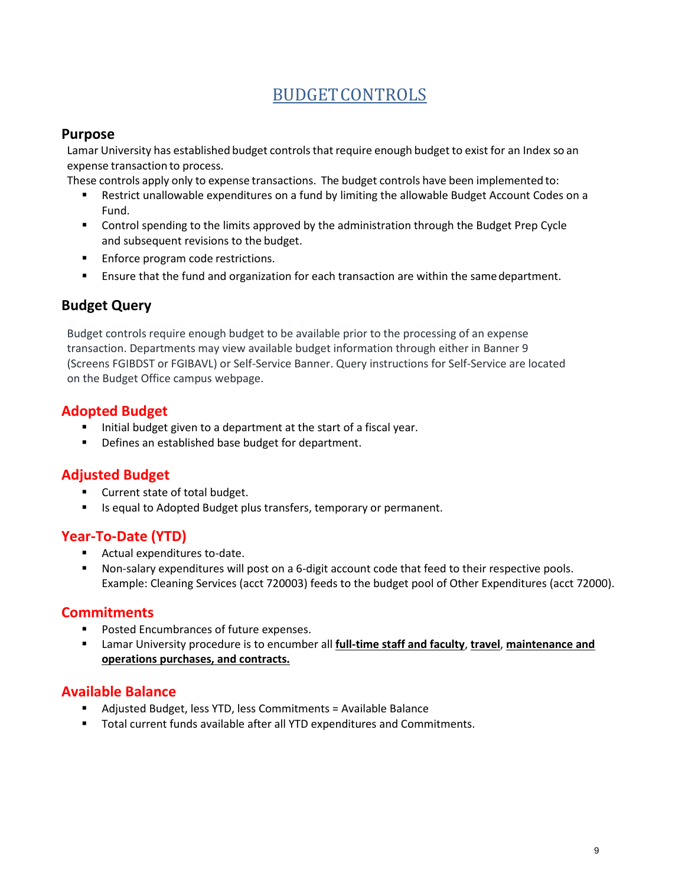# BUDGET CONTROLS

## Purpose

Lamar University has established budget controls that require enough budget to exist for an Index so an expense transaction to process.

These controls apply only to expense transactions. The budget controls have been implemented to:

- Restrict unallowable expenditures on a fund by limiting the allowable Budget Account Codes on a Fund.
- Control spending to the limits approved by the administration through the Budget Prep Cycle and subsequent revisions to the budget.
- Enforce program code restrictions.
- Ensure that the fund and organization for each transaction are within the same department.

## Budget Query

Budget controls require enough budget to be available prior to the processing of an expense transaction. Departments may view available budget information through either in Banner 9 (Screens FGIBDST or FGIBAVL) or Self-Service Banner. Query instructions for Self-Service are located on the Budget Office campus webpage.

## Adopted Budget

- Initial budget given to a department at the start of a fiscal year.
- Defines an established base budget for department.

## Adjusted Budget

- Current state of total budget.
- Is equal to Adopted Budget plus transfers, temporary or permanent.

## Year-To-Date (YTD)

- Actual expenditures to-date.
- Non-salary expenditures will post on a 6-digit account code that feed to their respective pools. Example: Cleaning Services (acct 720003) feeds to the budget pool of Other Expenditures (acct 72000).

## Commitments

- Posted Encumbrances of future expenses.
- Lamar University procedure is to encumber all **full-time staff and faculty**, **travel**, **maintenance and operations purchases, and contracts.**

## Available Balance

- Adjusted Budget, less YTD, less Commitments = Available Balance
- Total current funds available after all YTD expenditures and Commitments.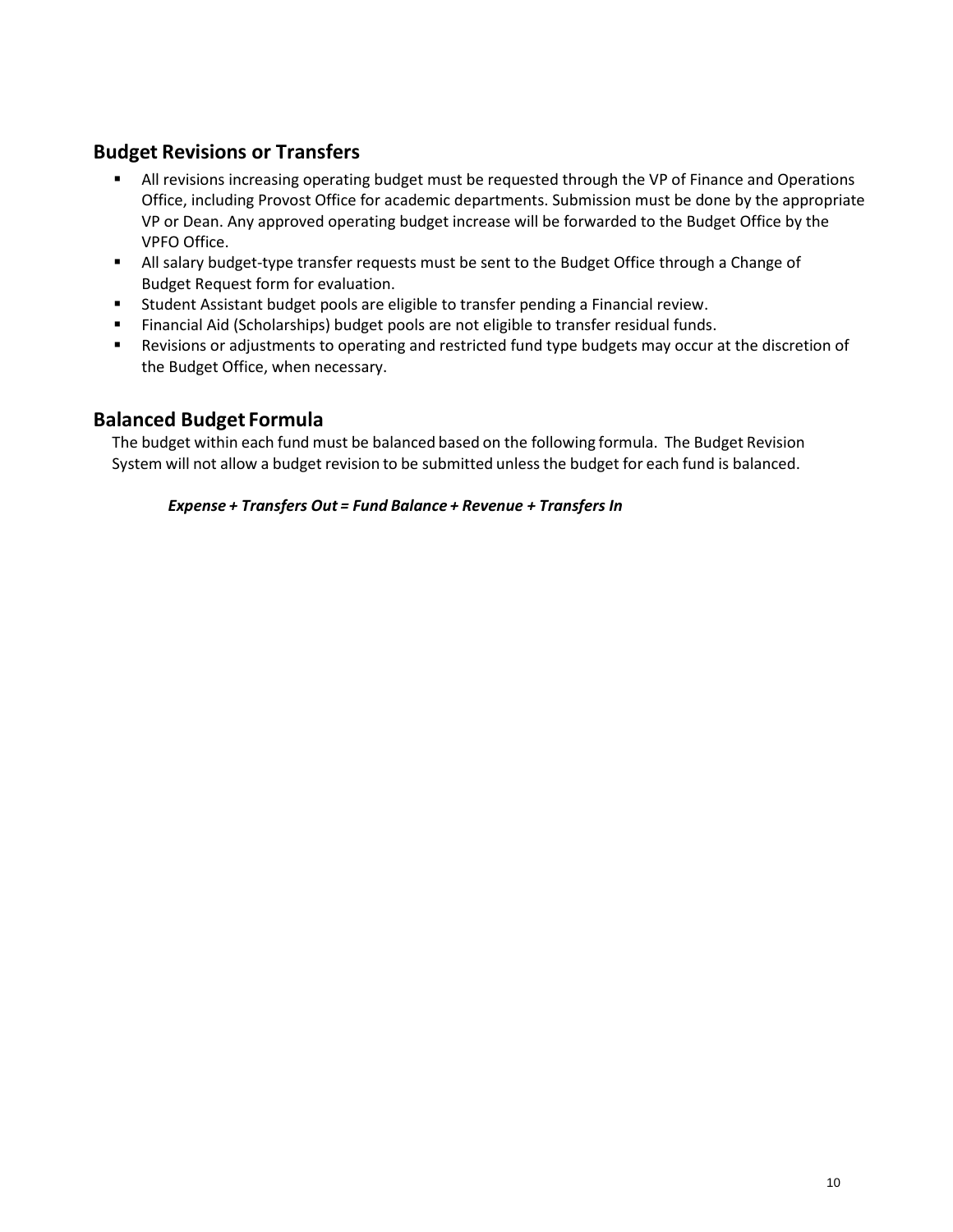## Budget Revisions or Transfers

- All revisions increasing operating budget must be requested through the VP of Finance and Operations Office, including Provost Office for academic departments. Submission must be done by the appropriate VP or Dean. Any approved operating budget increase will be forwarded to the Budget Office by the VPFO Office.
- All salary budget-type transfer requests must be sent to the Budget Office through a Change of Budget Request form for evaluation.
- Student Assistant budget pools are eligible to transfer pending a Financial review.
- Financial Aid (Scholarships) budget pools are not eligible to transfer residual funds.
- Revisions or adjustments to operating and restricted fund type budgets may occur at the discretion of the Budget Office, when necessary.

## Balanced Budget Formula

The budget within each fund must be balanced based on the following formula. The Budget Revision System will not allow a budget revision to be submitted unless the budget for each fund is balanced.

***Expense + Transfers Out = Fund Balance + Revenue + Transfers In***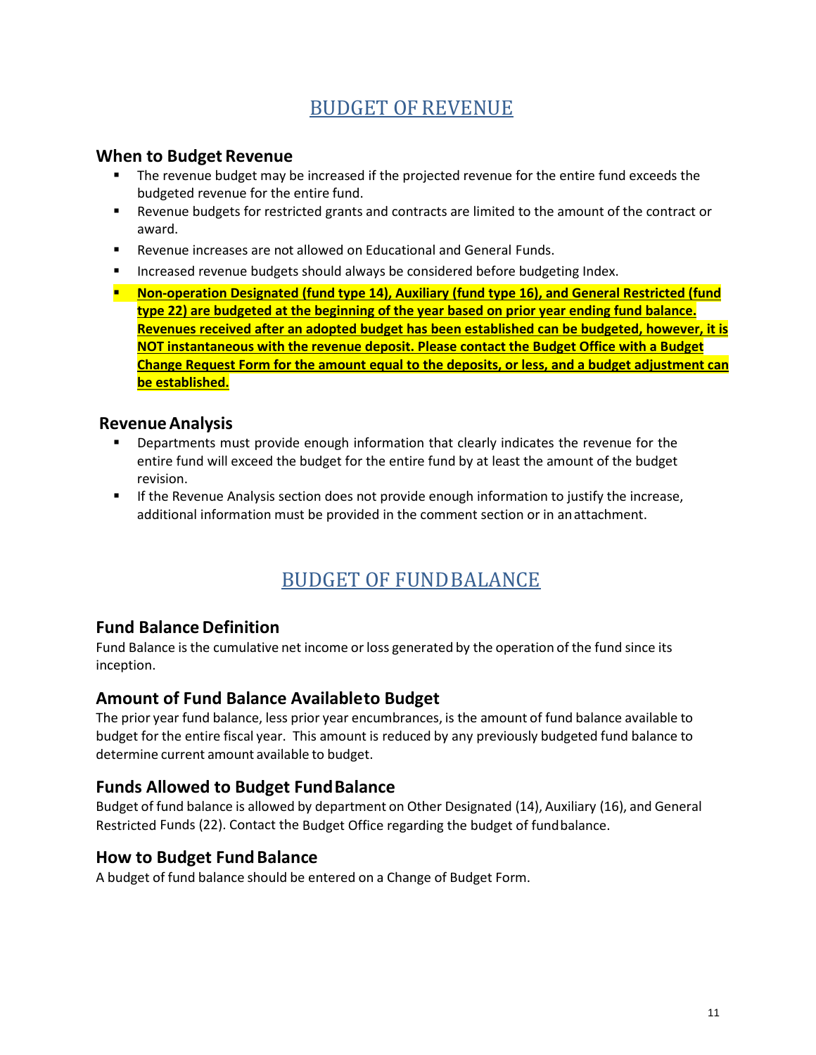# BUDGET OF REVENUE

## When to Budget Revenue

- The revenue budget may be increased if the projected revenue for the entire fund exceeds the budgeted revenue for the entire fund.
- Revenue budgets for restricted grants and contracts are limited to the amount of the contract or award.
- Revenue increases are not allowed on Educational and General Funds.
- Increased revenue budgets should always be considered before budgeting Index.
- **Non-operation Designated (fund type 14), Auxiliary (fund type 16), and General Restricted (fund type 22) are budgeted at the beginning of the year based on prior year ending fund balance. Revenues received after an adopted budget has been established can be budgeted, however, it is NOT instantaneous with the revenue deposit. Please contact the Budget Office with a Budget Change Request Form for the amount equal to the deposits, or less, and a budget adjustment can be established.**

## Revenue Analysis

- Departments must provide enough information that clearly indicates the revenue for the entire fund will exceed the budget for the entire fund by at least the amount of the budget revision.
- If the Revenue Analysis section does not provide enough information to justify the increase, additional information must be provided in the comment section or in an attachment.

# BUDGET OF FUND BALANCE

## Fund Balance Definition

Fund Balance is the cumulative net income or loss generated by the operation of the fund since its inception.

## Amount of Fund Balance Available to Budget

The prior year fund balance, less prior year encumbrances, is the amount of fund balance available to budget for the entire fiscal year. This amount is reduced by any previously budgeted fund balance to determine current amount available to budget.

## Funds Allowed to Budget Fund Balance

Budget of fund balance is allowed by department on Other Designated (14), Auxiliary (16), and General Restricted Funds (22). Contact the Budget Office regarding the budget of fund balance.

## How to Budget Fund Balance

A budget of fund balance should be entered on a Change of Budget Form.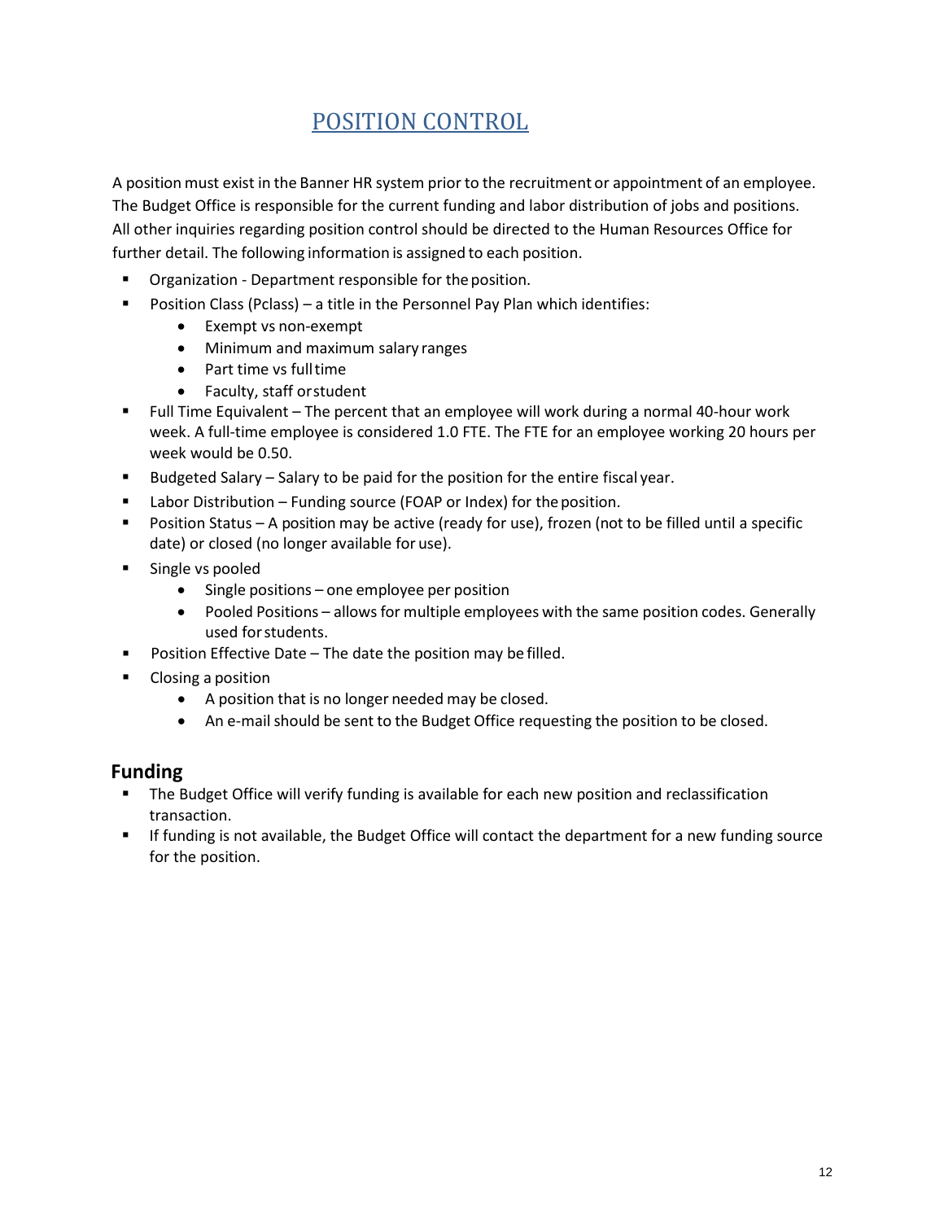# POSITION CONTROL

A position must exist in the Banner HR system prior to the recruitment or appointment of an employee. The Budget Office is responsible for the current funding and labor distribution of jobs and positions. All other inquiries regarding position control should be directed to the Human Resources Office for further detail. The following information is assigned to each position.

- Organization - Department responsible for the position.
- Position Class (Pclass) – a title in the Personnel Pay Plan which identifies:
  - Exempt vs non-exempt
  - Minimum and maximum salary ranges
  - Part time vs full time
  - Faculty, staff or student
- Full Time Equivalent – The percent that an employee will work during a normal 40-hour work week. A full-time employee is considered 1.0 FTE. The FTE for an employee working 20 hours per week would be 0.50.
- Budgeted Salary – Salary to be paid for the position for the entire fiscal year.
- Labor Distribution – Funding source (FOAP or Index) for the position.
- Position Status – A position may be active (ready for use), frozen (not to be filled until a specific date) or closed (no longer available for use).
- Single vs pooled
  - Single positions – one employee per position
  - Pooled Positions – allows for multiple employees with the same position codes. Generally used for students.
- Position Effective Date – The date the position may be filled.
- Closing a position
  - A position that is no longer needed may be closed.
  - An e-mail should be sent to the Budget Office requesting the position to be closed.

## Funding

- The Budget Office will verify funding is available for each new position and reclassification transaction.
- If funding is not available, the Budget Office will contact the department for a new funding source for the position.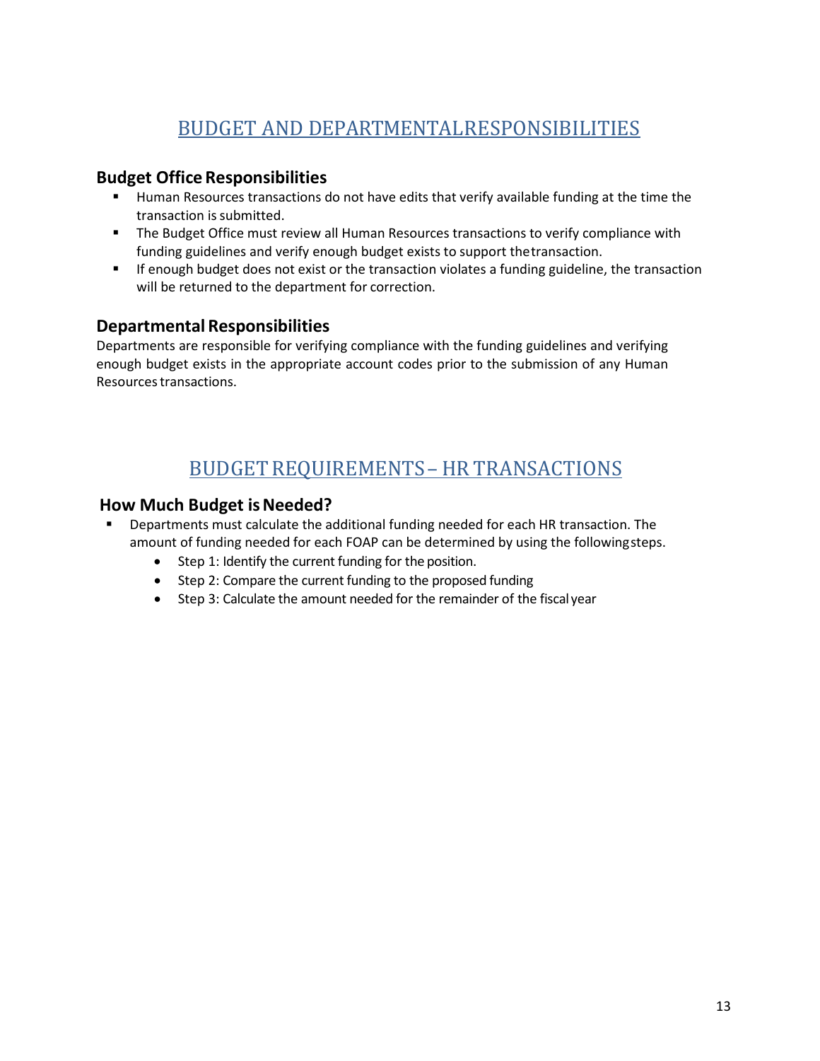# BUDGET AND DEPARTMENTALRESPONSIBILITIES

## Budget Office Responsibilities

- Human Resources transactions do not have edits that verify available funding at the time the transaction is submitted.
- The Budget Office must review all Human Resources transactions to verify compliance with funding guidelines and verify enough budget exists to support thetransaction.
- If enough budget does not exist or the transaction violates a funding guideline, the transaction will be returned to the department for correction.

## Departmental Responsibilities

Departments are responsible for verifying compliance with the funding guidelines and verifying enough budget exists in the appropriate account codes prior to the submission of any Human Resources transactions.

# BUDGET REQUIREMENTS – HR TRANSACTIONS

## How Much Budget is Needed?

- Departments must calculate the additional funding needed for each HR transaction. The amount of funding needed for each FOAP can be determined by using the followingsteps.
  - Step 1: Identify the current funding for the position.
  - Step 2: Compare the current funding to the proposed funding
  - Step 3: Calculate the amount needed for the remainder of the fiscal year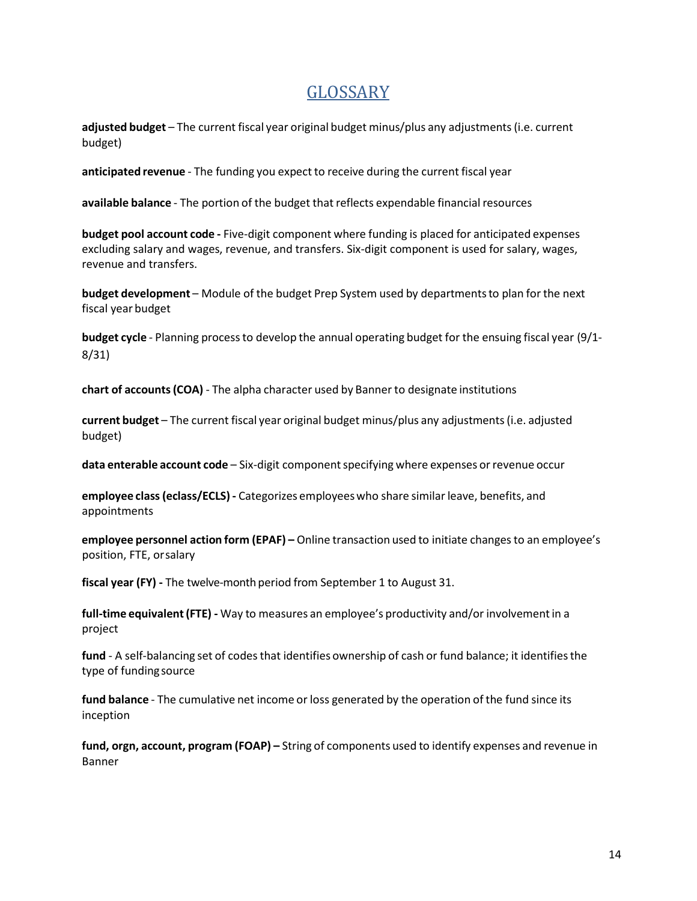# GLOSSARY

**adjusted budget** – The current fiscal year original budget minus/plus any adjustments (i.e. current budget)

**anticipated revenue** - The funding you expect to receive during the current fiscal year

**available balance** - The portion of the budget that reflects expendable financial resources

**budget pool account code -** Five-digit component where funding is placed for anticipated expenses excluding salary and wages, revenue, and transfers. Six-digit component is used for salary, wages, revenue and transfers.

**budget development** – Module of the budget Prep System used by departments to plan for the next fiscal year budget

**budget cycle** - Planning process to develop the annual operating budget for the ensuing fiscal year (9/1-8/31)

**chart of accounts (COA)** - The alpha character used by Banner to designate institutions

**current budget** – The current fiscal year original budget minus/plus any adjustments (i.e. adjusted budget)

**data enterable account code** – Six-digit component specifying where expenses or revenue occur

**employee class (eclass/ECLS) -** Categorizes employees who share similar leave, benefits, and appointments

**employee personnel action form (EPAF) –** Online transaction used to initiate changes to an employee's position, FTE, or salary

**fiscal year (FY) -** The twelve-month period from September 1 to August 31.

**full-time equivalent (FTE) -** Way to measures an employee's productivity and/or involvement in a project

**fund** - A self-balancing set of codes that identifies ownership of cash or fund balance; it identifies the type of funding source

**fund balance** - The cumulative net income or loss generated by the operation of the fund since its inception

**fund, orgn, account, program (FOAP) –** String of components used to identify expenses and revenue in Banner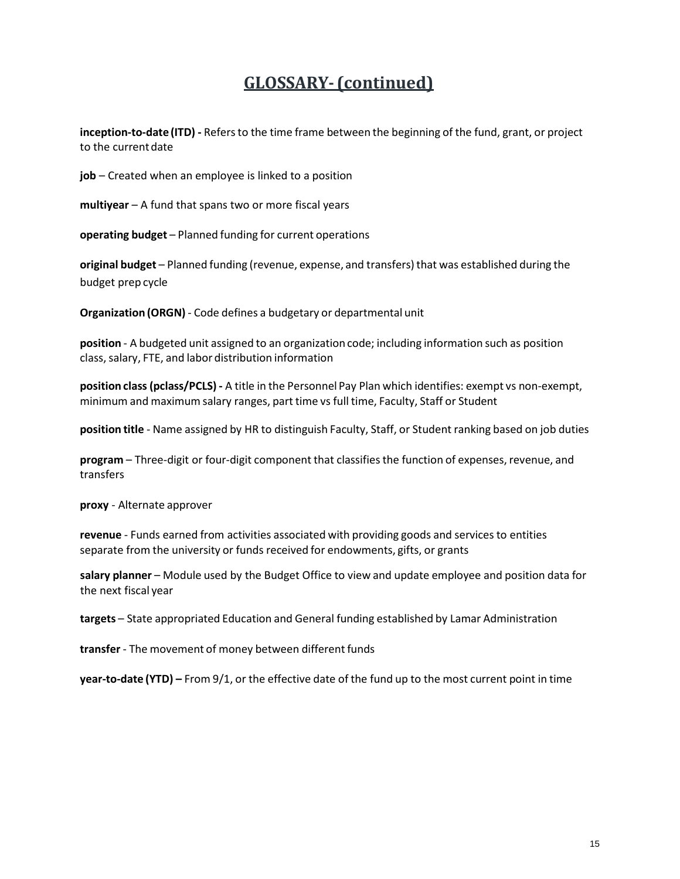# GLOSSARY- (continued)

**inception-to-date (ITD) -** Refers to the time frame between the beginning of the fund, grant, or project to the current date

**job** – Created when an employee is linked to a position

**multiyear** – A fund that spans two or more fiscal years

**operating budget** – Planned funding for current operations

**original budget** – Planned funding (revenue, expense, and transfers) that was established during the budget prep cycle

**Organization (ORGN)** - Code defines a budgetary or departmental unit

**position** - A budgeted unit assigned to an organization code; including information such as position class, salary, FTE, and labor distribution information

**position class (pclass/PCLS) -** A title in the Personnel Pay Plan which identifies: exempt vs non-exempt, minimum and maximum salary ranges, part time vs full time, Faculty, Staff or Student

**position title** - Name assigned by HR to distinguish Faculty, Staff, or Student ranking based on job duties

**program** – Three-digit or four-digit component that classifies the function of expenses, revenue, and transfers

**proxy** - Alternate approver

**revenue** - Funds earned from activities associated with providing goods and services to entities separate from the university or funds received for endowments, gifts, or grants

**salary planner** – Module used by the Budget Office to view and update employee and position data for the next fiscal year

**targets** – State appropriated Education and General funding established by Lamar Administration

**transfer** - The movement of money between different funds

**year-to-date (YTD) –** From 9/1, or the effective date of the fund up to the most current point in time